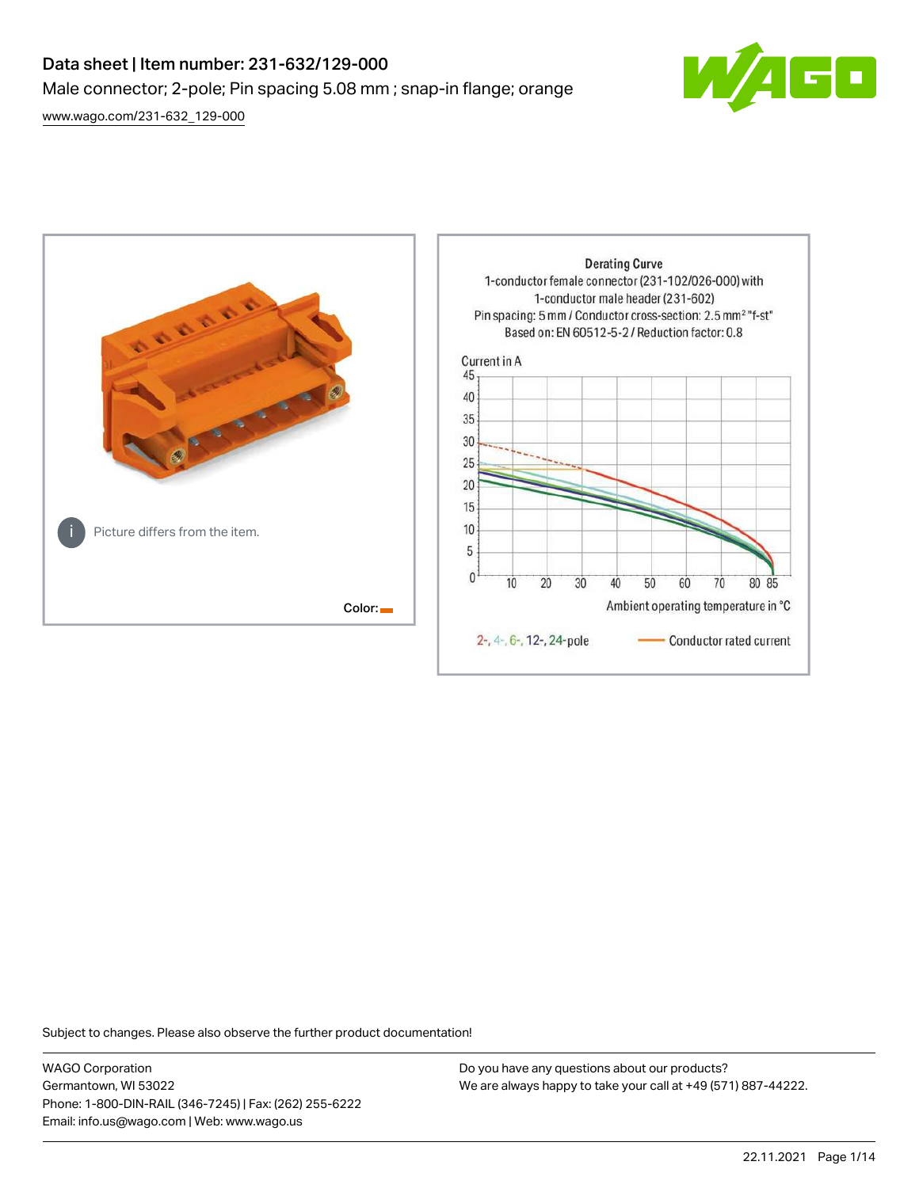# Data sheet | Item number: 231-632/129-000

Male connector; 2-pole; Pin spacing 5.08 mm ; snap-in flange; orange

[www.wago.com/231-632_129-000](www.wago.com/231-632_129-000)

Picture differs from the item.

Color:

Derating Curve
1-conductor female connector (231-102/026-000) with
1-conductor male header (231-602)
Pin spacing: 5 mm / Conductor cross-section: 2.5 mm² "f-st"
Based on: EN 60512-5-2 / Reduction factor: 0.8

Current in A

Ambient operating temperature in °C

2-, 4-, 6-, 12-, 24-pole — Conductor rated current

Subject to changes. Please also observe the further product documentation!

WAGO Corporation
Germantown, WI 53022
Phone: 1-800-DIN-RAIL (346-7245) | Fax: (262) 255-6222
Email: info.us@wago.com | Web: www.wago.us

Do you have any questions about our products?
We are always happy to take your call at +49 (571) 887-44222.

22.11.2021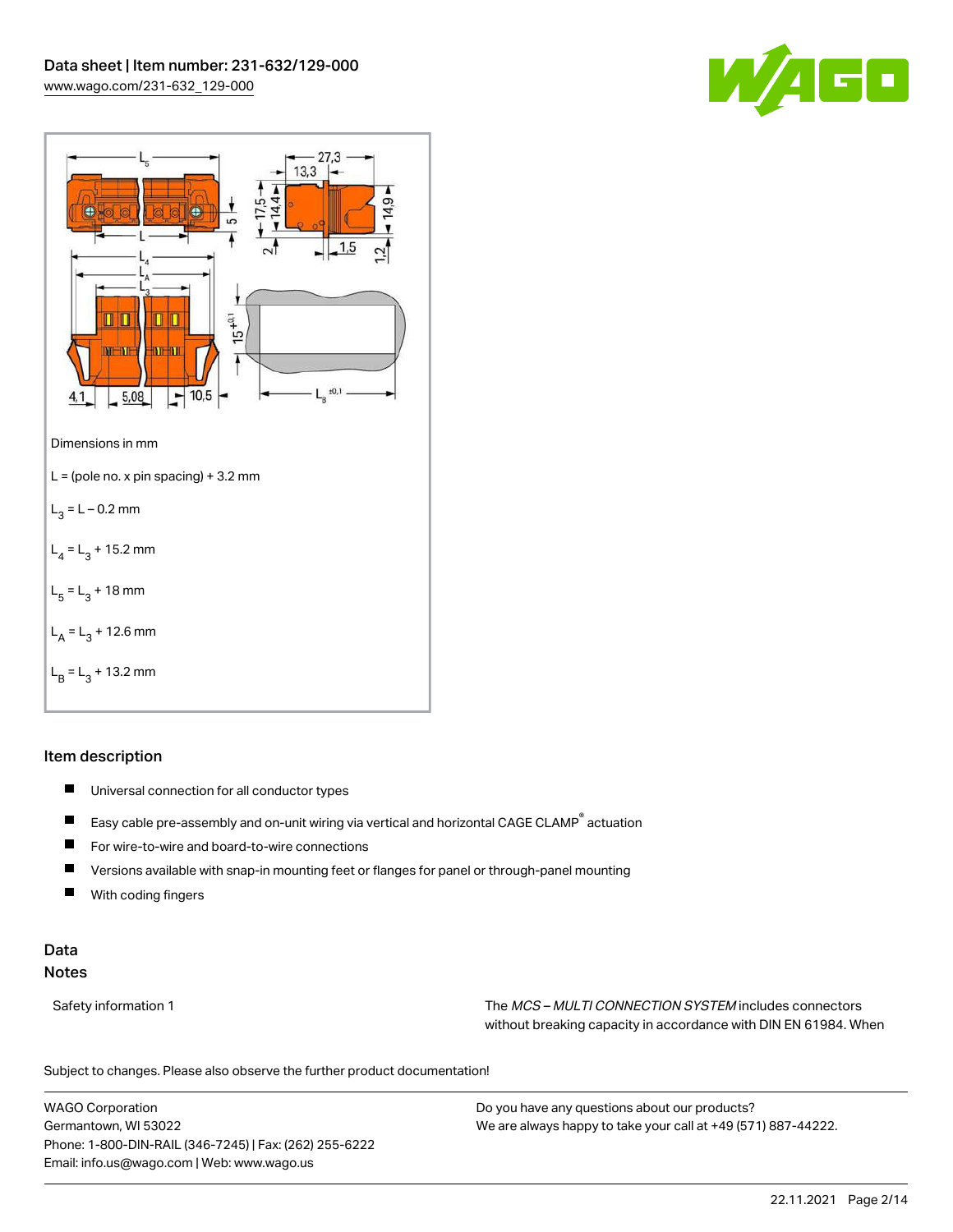Dimensions in mm

L = (pole no. x pin spacing) + 3.2 mm

$L_3$ = L – 0.2 mm

$L_4$ = $L_3$ + 15.2 mm

$L_5$ = $L_3$ + 18 mm

$L_A$ = $L_3$ + 12.6 mm

$L_B$ = $L_3$ + 13.2 mm

## Item description

- Universal connection for all conductor types
- Easy cable pre-assembly and on-unit wiring via vertical and horizontal CAGE CLAMP® actuation
- For wire-to-wire and board-to-wire connections
- Versions available with snap-in mounting feet or flanges for panel or through-panel mounting
- With coding fingers

## Data

### Notes

| | |
|---|---|
| Safety information 1 | The *MCS – MULTI CONNECTION SYSTEM* includes connectors without breaking capacity in accordance with DIN EN 61984. When |

Subject to changes. Please also observe the further product documentation!

WAGO Corporation
Germantown, WI 53022
Phone: 1-800-DIN-RAIL (346-7245) | Fax: (262) 255-6222
Email: info.us@wago.com | Web: www.wago.us

Do you have any questions about our products?
We are always happy to take your call at +49 (571) 887-44222.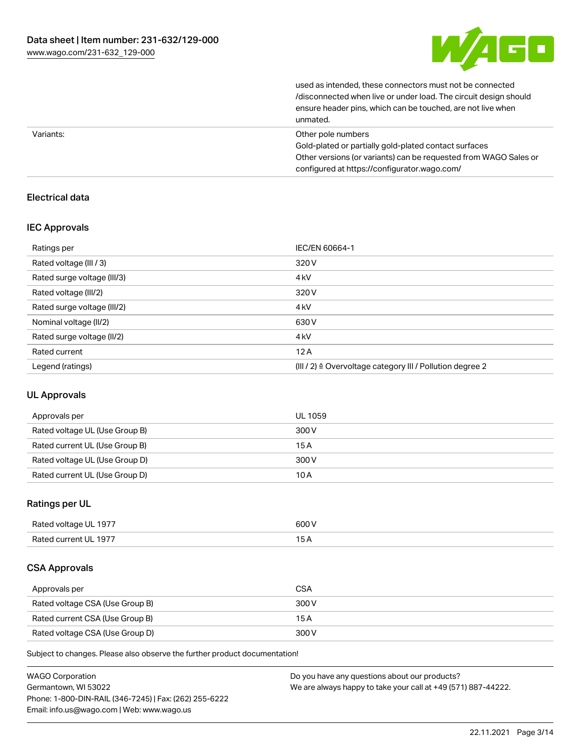|  | used as intended, these connectors must not be connected /disconnected when live or under load. The circuit design should ensure header pins, which can be touched, are not live when unmated. |
| --- | --- |
| Variants: | Other pole numbers<br>Gold-plated or partially gold-plated contact surfaces<br>Other versions (or variants) can be requested from WAGO Sales or configured at https://configurator.wago.com/ |

## Electrical data

### IEC Approvals

| Ratings per | IEC/EN 60664-1 |
| --- | --- |
| Rated voltage (III / 3) | 320 V |
| Rated surge voltage (III/3) | 4 kV |
| Rated voltage (III/2) | 320 V |
| Rated surge voltage (III/2) | 4 kV |
| Nominal voltage (II/2) | 630 V |
| Rated surge voltage (II/2) | 4 kV |
| Rated current | 12 A |
| Legend (ratings) | (III / 2) ≙ Overvoltage category III / Pollution degree 2 |

### UL Approvals

| Approvals per | UL 1059 |
| --- | --- |
| Rated voltage UL (Use Group B) | 300 V |
| Rated current UL (Use Group B) | 15 A |
| Rated voltage UL (Use Group D) | 300 V |
| Rated current UL (Use Group D) | 10 A |

### Ratings per UL

| Rated voltage UL 1977 | 600 V |
| --- | --- |
| Rated current UL 1977 | 15 A |

### CSA Approvals

| Approvals per | CSA |
| --- | --- |
| Rated voltage CSA (Use Group B) | 300 V |
| Rated current CSA (Use Group B) | 15 A |
| Rated voltage CSA (Use Group D) | 300 V |

Subject to changes. Please also observe the further product documentation!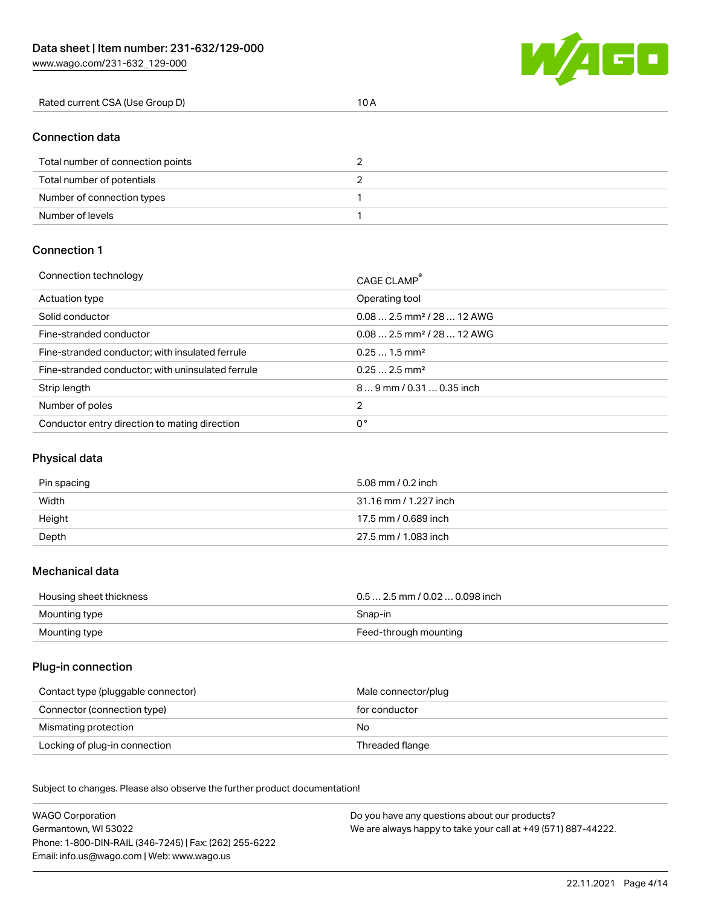| Rated current CSA (Use Group D) | 10 A |
| --- | --- |

## Connection data

| Total number of connection points | 2 |
| --- | --- |
| Total number of potentials | 2 |
| Number of connection types | 1 |
| Number of levels | 1 |

## Connection 1

| Connection technology | CAGE CLAMP® |
| --- | --- |
| Actuation type | Operating tool |
| Solid conductor | 0.08 … 2.5 mm² / 28 … 12 AWG |
| Fine-stranded conductor | 0.08 … 2.5 mm² / 28 … 12 AWG |
| Fine-stranded conductor; with insulated ferrule | 0.25 … 1.5 mm² |
| Fine-stranded conductor; with uninsulated ferrule | 0.25 … 2.5 mm² |
| Strip length | 8 … 9 mm / 0.31 … 0.35 inch |
| Number of poles | 2 |
| Conductor entry direction to mating direction | 0 ° |

## Physical data

| Pin spacing | 5.08 mm / 0.2 inch |
| --- | --- |
| Width | 31.16 mm / 1.227 inch |
| Height | 17.5 mm / 0.689 inch |
| Depth | 27.5 mm / 1.083 inch |

## Mechanical data

| Housing sheet thickness | 0.5 … 2.5 mm / 0.02 … 0.098 inch |
| --- | --- |
| Mounting type | Snap-in |
| Mounting type | Feed-through mounting |

## Plug-in connection

| Contact type (pluggable connector) | Male connector/plug |
| --- | --- |
| Connector (connection type) | for conductor |
| Mismating protection | No |
| Locking of plug-in connection | Threaded flange |

Subject to changes. Please also observe the further product documentation!

WAGO Corporation
Germantown, WI 53022
Phone: 1-800-DIN-RAIL (346-7245) | Fax: (262) 255-6222
Email: info.us@wago.com | Web: www.wago.us

Do you have any questions about our products?
We are always happy to take your call at +49 (571) 887-44222.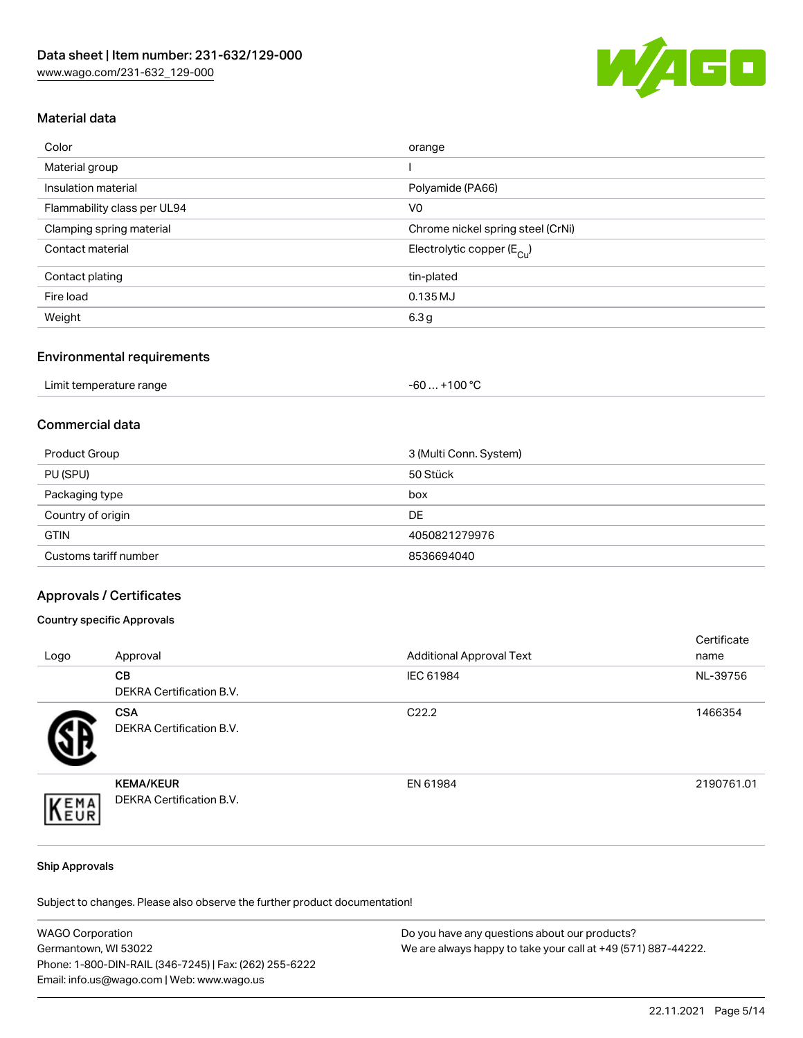## Material data

| Color | orange |
|---|---|
| Material group | I |
| Insulation material | Polyamide (PA66) |
| Flammability class per UL94 | V0 |
| Clamping spring material | Chrome nickel spring steel (CrNi) |
| Contact material | Electrolytic copper ($E_{Cu}$) |
| Contact plating | tin-plated |
| Fire load | 0.135 MJ |
| Weight | 6.3 g |

## Environmental requirements

| Limit temperature range | -60 … +100 °C |
|---|---|

## Commercial data

| Product Group | 3 (Multi Conn. System) |
|---|---|
| PU (SPU) | 50 Stück |
| Packaging type | box |
| Country of origin | DE |
| GTIN | 4050821279976 |
| Customs tariff number | 8536694040 |

## Approvals / Certificates

### Country specific Approvals

| Logo | Approval | Additional Approval Text | Certificate name |
|---|---|---|---|
| | **CB** DEKRA Certification B.V. | IEC 61984 | NL-39756 |
| | **CSA** DEKRA Certification B.V. | C22.2 | 1466354 |
| | **KEMA/KEUR** DEKRA Certification B.V. | EN 61984 | 2190761.01 |

### Ship Approvals

Subject to changes. Please also observe the further product documentation!

WAGO Corporation
Germantown, WI 53022
Phone: 1-800-DIN-RAIL (346-7245) | Fax: (262) 255-6222
Email: info.us@wago.com | Web: www.wago.us

Do you have any questions about our products?
We are always happy to take your call at +49 (571) 887-44222.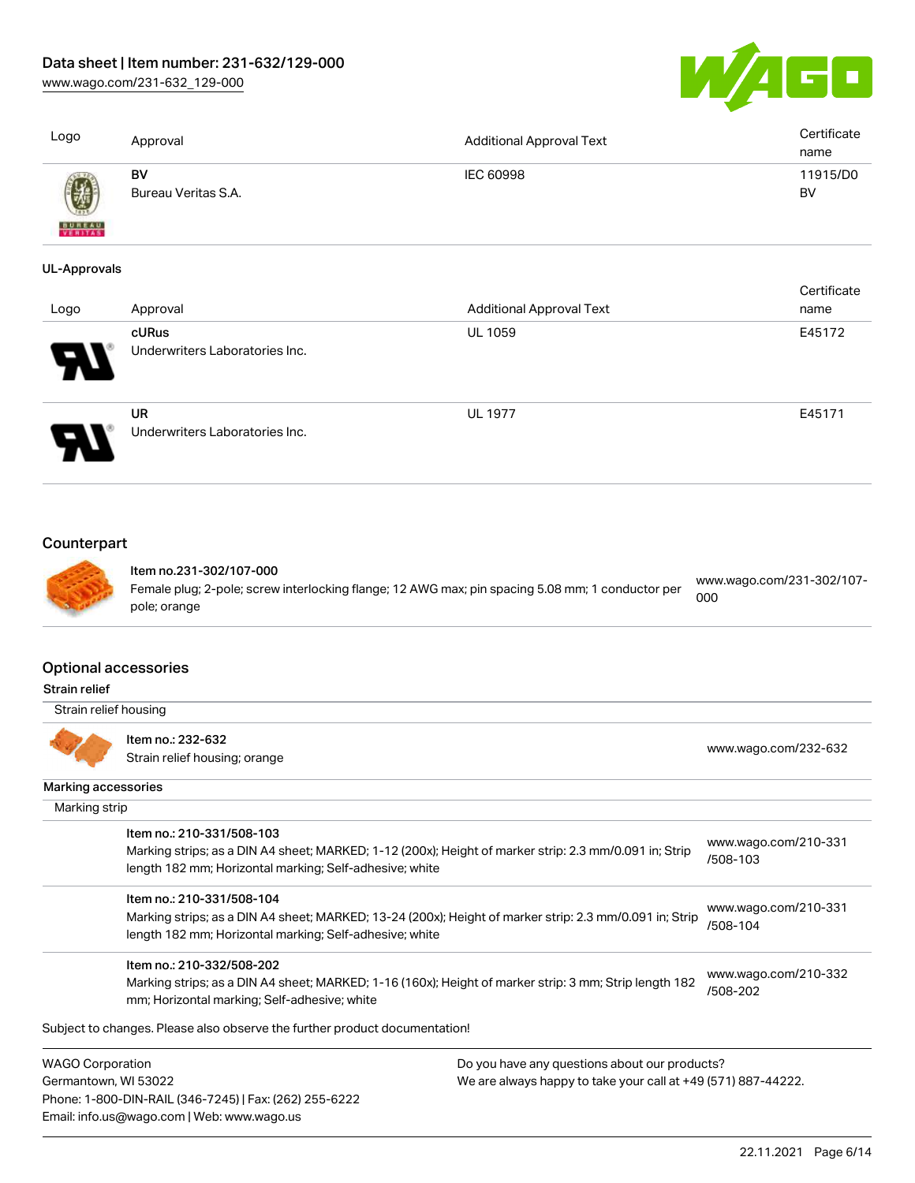| Logo | Approval | Additional Approval Text | Certificate name |
| --- | --- | --- | --- |
| | **BV** Bureau Veritas S.A. | IEC 60998 | 11915/D0 BV |

**UL-Approvals**

| Logo | Approval | Additional Approval Text | Certificate name |
| --- | --- | --- | --- |
| | **cURus** Underwriters Laboratories Inc. | UL 1059 | E45172 |
| | **UR** Underwriters Laboratories Inc. | UL 1977 | E45171 |

## Counterpart

| | |
| --- | --- |
| **Item no.231-302/107-000** Female plug; 2-pole; screw interlocking flange; 12 AWG max; pin spacing 5.08 mm; 1 conductor per pole; orange | www.wago.com/231-302/107-000 |

## Optional accessories

**Strain relief**

Strain relief housing

| | |
| --- | --- |
| Item no.: 232-632 Strain relief housing; orange | www.wago.com/232-632 |

**Marking accessories**

Marking strip

| | |
| --- | --- |
| Item no.: 210-331/508-103 Marking strips; as a DIN A4 sheet; MARKED; 1-12 (200x); Height of marker strip: 2.3 mm/0.091 in; Strip length 182 mm; Horizontal marking; Self-adhesive; white | www.wago.com/210-331/508-103 |
| Item no.: 210-331/508-104 Marking strips; as a DIN A4 sheet; MARKED; 13-24 (200x); Height of marker strip: 2.3 mm/0.091 in; Strip length 182 mm; Horizontal marking; Self-adhesive; white | www.wago.com/210-331/508-104 |
| Item no.: 210-332/508-202 Marking strips; as a DIN A4 sheet; MARKED; 1-16 (160x); Height of marker strip: 3 mm; Strip length 182 mm; Horizontal marking; Self-adhesive; white | www.wago.com/210-332/508-202 |

Subject to changes. Please also observe the further product documentation!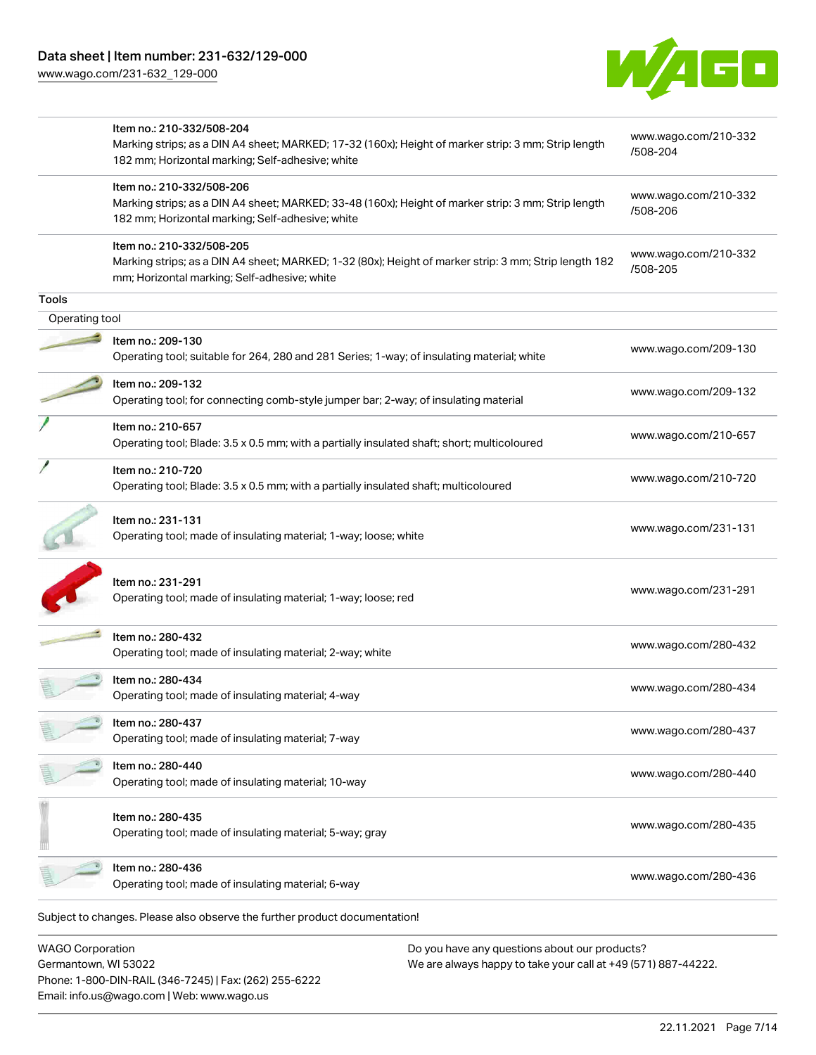| | Item no. | Description | URL |
|---|---|---|---|
| | Item no.: 210-332/508-204 | Marking strips; as a DIN A4 sheet; MARKED; 17-32 (160x); Height of marker strip: 3 mm; Strip length 182 mm; Horizontal marking; Self-adhesive; white | www.wago.com/210-332/508-204 |
| | Item no.: 210-332/508-206 | Marking strips; as a DIN A4 sheet; MARKED; 33-48 (160x); Height of marker strip: 3 mm; Strip length 182 mm; Horizontal marking; Self-adhesive; white | www.wago.com/210-332/508-206 |
| | Item no.: 210-332/508-205 | Marking strips; as a DIN A4 sheet; MARKED; 1-32 (80x); Height of marker strip: 3 mm; Strip length 182 mm; Horizontal marking; Self-adhesive; white | www.wago.com/210-332/508-205 |

**Tools**

Operating tool

| Item no. | Description | URL |
|---|---|---|
| Item no.: 209-130 | Operating tool; suitable for 264, 280 and 281 Series; 1-way; of insulating material; white | www.wago.com/209-130 |
| Item no.: 209-132 | Operating tool; for connecting comb-style jumper bar; 2-way; of insulating material | www.wago.com/209-132 |
| Item no.: 210-657 | Operating tool; Blade: 3.5 x 0.5 mm; with a partially insulated shaft; short; multicoloured | www.wago.com/210-657 |
| Item no.: 210-720 | Operating tool; Blade: 3.5 x 0.5 mm; with a partially insulated shaft; multicoloured | www.wago.com/210-720 |
| Item no.: 231-131 | Operating tool; made of insulating material; 1-way; loose; white | www.wago.com/231-131 |
| Item no.: 231-291 | Operating tool; made of insulating material; 1-way; loose; red | www.wago.com/231-291 |
| Item no.: 280-432 | Operating tool; made of insulating material; 2-way; white | www.wago.com/280-432 |
| Item no.: 280-434 | Operating tool; made of insulating material; 4-way | www.wago.com/280-434 |
| Item no.: 280-437 | Operating tool; made of insulating material; 7-way | www.wago.com/280-437 |
| Item no.: 280-440 | Operating tool; made of insulating material; 10-way | www.wago.com/280-440 |
| Item no.: 280-435 | Operating tool; made of insulating material; 5-way; gray | www.wago.com/280-435 |
| Item no.: 280-436 | Operating tool; made of insulating material; 6-way | www.wago.com/280-436 |

Subject to changes. Please also observe the further product documentation!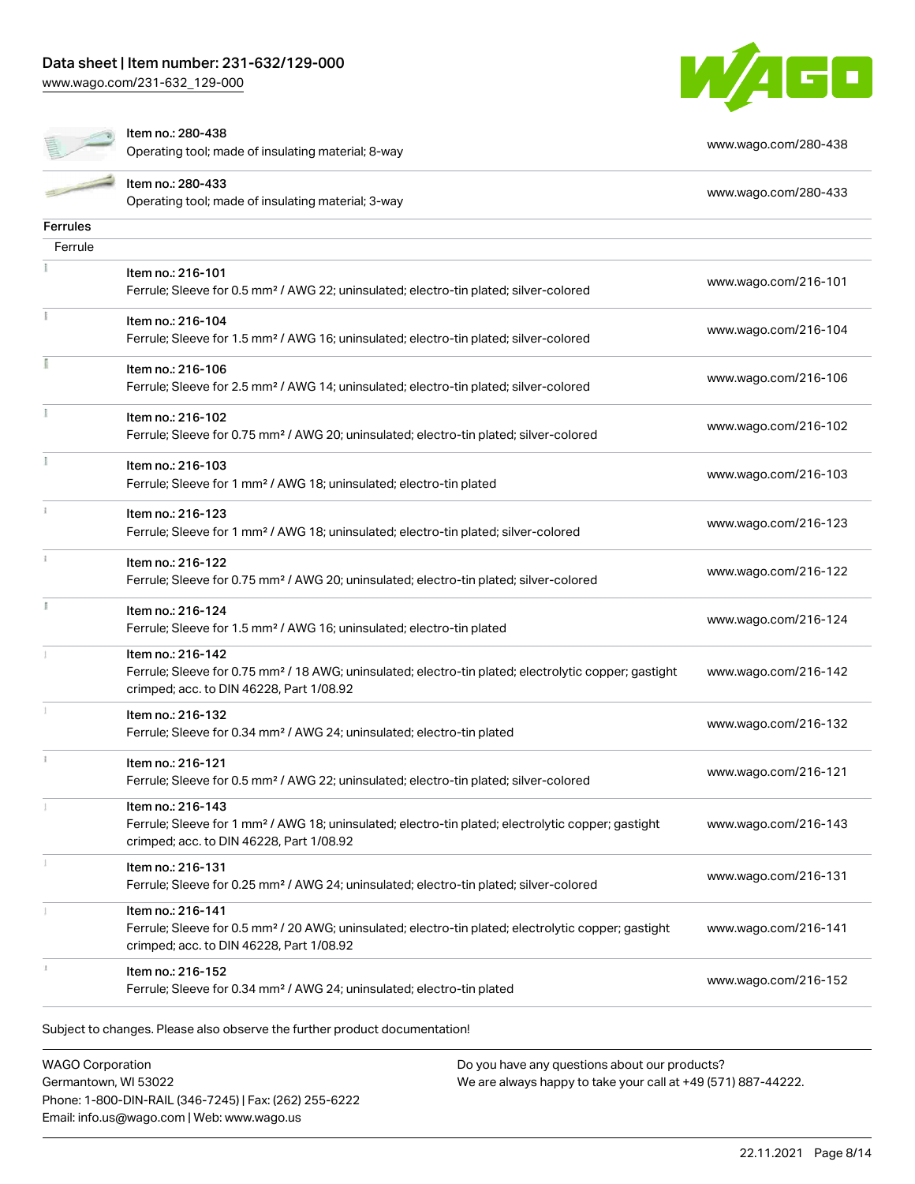| Item no.: 280-438<br>Operating tool; made of insulating material; 8-way | www.wago.com/280-438 |
|---|---|
| Item no.: 280-433<br>Operating tool; made of insulating material; 3-way | www.wago.com/280-433 |

**Ferrules**

Ferrule

| Item | Link |
|---|---|
| Item no.: 216-101<br>Ferrule; Sleeve for 0.5 mm² / AWG 22; uninsulated; electro-tin plated; silver-colored | www.wago.com/216-101 |
| Item no.: 216-104<br>Ferrule; Sleeve for 1.5 mm² / AWG 16; uninsulated; electro-tin plated; silver-colored | www.wago.com/216-104 |
| Item no.: 216-106<br>Ferrule; Sleeve for 2.5 mm² / AWG 14; uninsulated; electro-tin plated; silver-colored | www.wago.com/216-106 |
| Item no.: 216-102<br>Ferrule; Sleeve for 0.75 mm² / AWG 20; uninsulated; electro-tin plated; silver-colored | www.wago.com/216-102 |
| Item no.: 216-103<br>Ferrule; Sleeve for 1 mm² / AWG 18; uninsulated; electro-tin plated | www.wago.com/216-103 |
| Item no.: 216-123<br>Ferrule; Sleeve for 1 mm² / AWG 18; uninsulated; electro-tin plated; silver-colored | www.wago.com/216-123 |
| Item no.: 216-122<br>Ferrule; Sleeve for 0.75 mm² / AWG 20; uninsulated; electro-tin plated; silver-colored | www.wago.com/216-122 |
| Item no.: 216-124<br>Ferrule; Sleeve for 1.5 mm² / AWG 16; uninsulated; electro-tin plated | www.wago.com/216-124 |
| Item no.: 216-142<br>Ferrule; Sleeve for 0.75 mm² / 18 AWG; uninsulated; electro-tin plated; electrolytic copper; gastight crimped; acc. to DIN 46228, Part 1/08.92 | www.wago.com/216-142 |
| Item no.: 216-132<br>Ferrule; Sleeve for 0.34 mm² / AWG 24; uninsulated; electro-tin plated | www.wago.com/216-132 |
| Item no.: 216-121<br>Ferrule; Sleeve for 0.5 mm² / AWG 22; uninsulated; electro-tin plated; silver-colored | www.wago.com/216-121 |
| Item no.: 216-143<br>Ferrule; Sleeve for 1 mm² / AWG 18; uninsulated; electro-tin plated; electrolytic copper; gastight crimped; acc. to DIN 46228, Part 1/08.92 | www.wago.com/216-143 |
| Item no.: 216-131<br>Ferrule; Sleeve for 0.25 mm² / AWG 24; uninsulated; electro-tin plated; silver-colored | www.wago.com/216-131 |
| Item no.: 216-141<br>Ferrule; Sleeve for 0.5 mm² / 20 AWG; uninsulated; electro-tin plated; electrolytic copper; gastight crimped; acc. to DIN 46228, Part 1/08.92 | www.wago.com/216-141 |
| Item no.: 216-152<br>Ferrule; Sleeve for 0.34 mm² / AWG 24; uninsulated; electro-tin plated | www.wago.com/216-152 |

Subject to changes. Please also observe the further product documentation!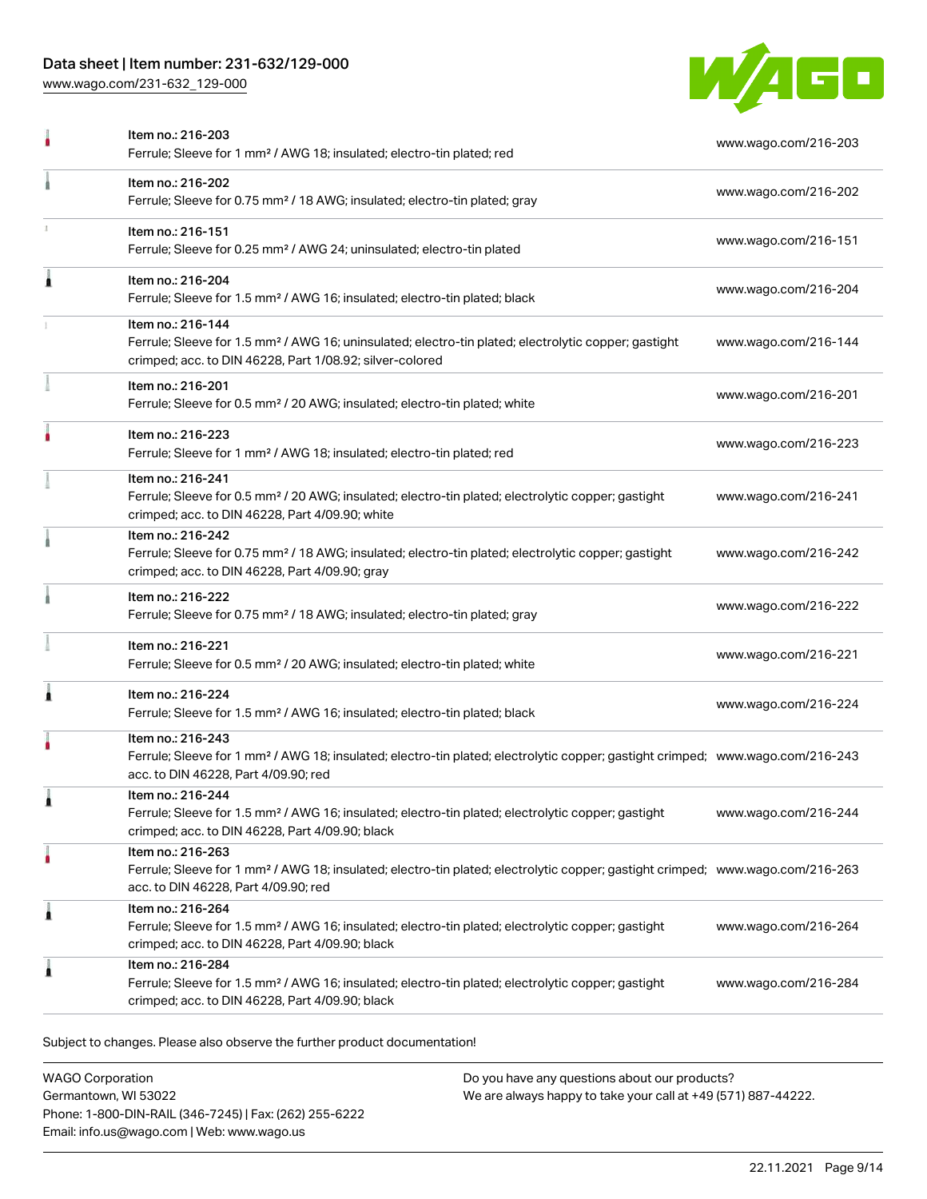| | | |
|---|---|---|
| | Item no.: 216-203<br>Ferrule; Sleeve for 1 mm² / AWG 18; insulated; electro-tin plated; red | www.wago.com/216-203 |
| | Item no.: 216-202<br>Ferrule; Sleeve for 0.75 mm² / 18 AWG; insulated; electro-tin plated; gray | www.wago.com/216-202 |
| | Item no.: 216-151<br>Ferrule; Sleeve for 0.25 mm² / AWG 24; uninsulated; electro-tin plated | www.wago.com/216-151 |
| | Item no.: 216-204<br>Ferrule; Sleeve for 1.5 mm² / AWG 16; insulated; electro-tin plated; black | www.wago.com/216-204 |
| | Item no.: 216-144<br>Ferrule; Sleeve for 1.5 mm² / AWG 16; uninsulated; electro-tin plated; electrolytic copper; gastight crimped; acc. to DIN 46228, Part 1/08.92; silver-colored | www.wago.com/216-144 |
| | Item no.: 216-201<br>Ferrule; Sleeve for 0.5 mm² / 20 AWG; insulated; electro-tin plated; white | www.wago.com/216-201 |
| | Item no.: 216-223<br>Ferrule; Sleeve for 1 mm² / AWG 18; insulated; electro-tin plated; red | www.wago.com/216-223 |
| | Item no.: 216-241<br>Ferrule; Sleeve for 0.5 mm² / 20 AWG; insulated; electro-tin plated; electrolytic copper; gastight crimped; acc. to DIN 46228, Part 4/09.90; white | www.wago.com/216-241 |
| | Item no.: 216-242<br>Ferrule; Sleeve for 0.75 mm² / 18 AWG; insulated; electro-tin plated; electrolytic copper; gastight crimped; acc. to DIN 46228, Part 4/09.90; gray | www.wago.com/216-242 |
| | Item no.: 216-222<br>Ferrule; Sleeve for 0.75 mm² / 18 AWG; insulated; electro-tin plated; gray | www.wago.com/216-222 |
| | Item no.: 216-221<br>Ferrule; Sleeve for 0.5 mm² / 20 AWG; insulated; electro-tin plated; white | www.wago.com/216-221 |
| | Item no.: 216-224<br>Ferrule; Sleeve for 1.5 mm² / AWG 16; insulated; electro-tin plated; black | www.wago.com/216-224 |
| | Item no.: 216-243<br>Ferrule; Sleeve for 1 mm² / AWG 18; insulated; electro-tin plated; electrolytic copper; gastight crimped; acc. to DIN 46228, Part 4/09.90; red | www.wago.com/216-243 |
| | Item no.: 216-244<br>Ferrule; Sleeve for 1.5 mm² / AWG 16; insulated; electro-tin plated; electrolytic copper; gastight crimped; acc. to DIN 46228, Part 4/09.90; black | www.wago.com/216-244 |
| | Item no.: 216-263<br>Ferrule; Sleeve for 1 mm² / AWG 18; insulated; electro-tin plated; electrolytic copper; gastight crimped; acc. to DIN 46228, Part 4/09.90; red | www.wago.com/216-263 |
| | Item no.: 216-264<br>Ferrule; Sleeve for 1.5 mm² / AWG 16; insulated; electro-tin plated; electrolytic copper; gastight crimped; acc. to DIN 46228, Part 4/09.90; black | www.wago.com/216-264 |
| | Item no.: 216-284<br>Ferrule; Sleeve for 1.5 mm² / AWG 16; insulated; electro-tin plated; electrolytic copper; gastight crimped; acc. to DIN 46228, Part 4/09.90; black | www.wago.com/216-284 |

Subject to changes. Please also observe the further product documentation!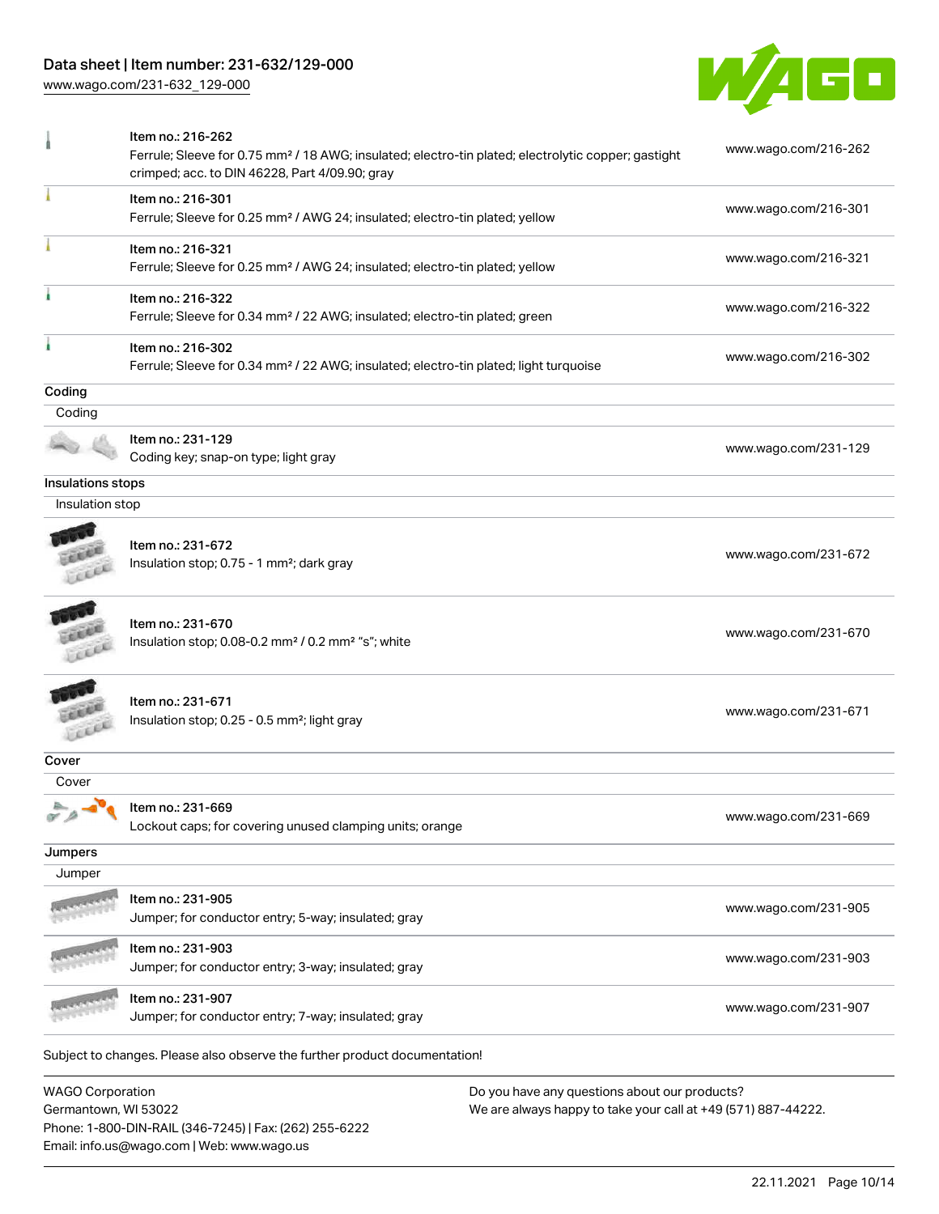| | | |
|---|---|---|
| | Item no.: 216-262<br>Ferrule; Sleeve for 0.75 mm² / 18 AWG; insulated; electro-tin plated; electrolytic copper; gastight crimped; acc. to DIN 46228, Part 4/09.90; gray | www.wago.com/216-262 |
| | Item no.: 216-301<br>Ferrule; Sleeve for 0.25 mm² / AWG 24; insulated; electro-tin plated; yellow | www.wago.com/216-301 |
| | Item no.: 216-321<br>Ferrule; Sleeve for 0.25 mm² / AWG 24; insulated; electro-tin plated; yellow | www.wago.com/216-321 |
| | Item no.: 216-322<br>Ferrule; Sleeve for 0.34 mm² / 22 AWG; insulated; electro-tin plated; green | www.wago.com/216-322 |
| | Item no.: 216-302<br>Ferrule; Sleeve for 0.34 mm² / 22 AWG; insulated; electro-tin plated; light turquoise | www.wago.com/216-302 |

**Coding**

Coding

| | | |
|---|---|---|
| | Item no.: 231-129<br>Coding key; snap-on type; light gray | www.wago.com/231-129 |

**Insulations stops**

Insulation stop

| | | |
|---|---|---|
| | Item no.: 231-672<br>Insulation stop; 0.75 - 1 mm²; dark gray | www.wago.com/231-672 |
| | Item no.: 231-670<br>Insulation stop; 0.08-0.2 mm² / 0.2 mm² "s"; white | www.wago.com/231-670 |
| | Item no.: 231-671<br>Insulation stop; 0.25 - 0.5 mm²; light gray | www.wago.com/231-671 |

**Cover**

Cover

| | | |
|---|---|---|
| | Item no.: 231-669<br>Lockout caps; for covering unused clamping units; orange | www.wago.com/231-669 |

**Jumpers**

Jumper

| | | |
|---|---|---|
| | Item no.: 231-905<br>Jumper; for conductor entry; 5-way; insulated; gray | www.wago.com/231-905 |
| | Item no.: 231-903<br>Jumper; for conductor entry; 3-way; insulated; gray | www.wago.com/231-903 |
| | Item no.: 231-907<br>Jumper; for conductor entry; 7-way; insulated; gray | www.wago.com/231-907 |

Subject to changes. Please also observe the further product documentation!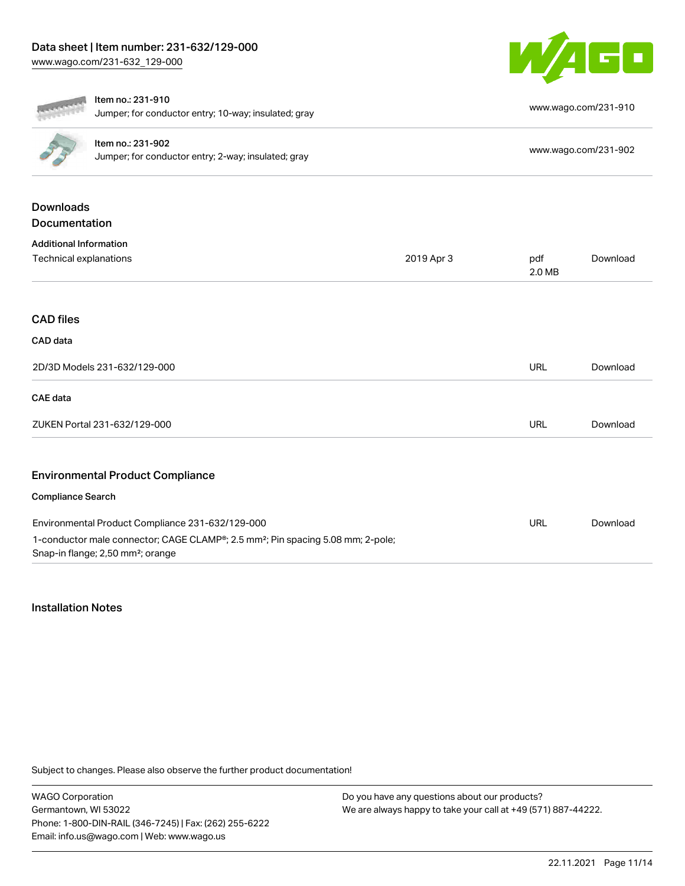| Item no.: 231-910<br>Jumper; for conductor entry; 10-way; insulated; gray | www.wago.com/231-910 |
| --- | --- |
| Item no.: 231-902<br>Jumper; for conductor entry; 2-way; insulated; gray | www.wago.com/231-902 |

## Downloads

## Documentation

### Additional Information

| Technical explanations | 2019 Apr 3 | pdf<br>2.0 MB | Download |
| --- | --- | --- | --- |

## CAD files

### CAD data

| 2D/3D Models 231-632/129-000 | URL | Download |
| --- | --- | --- |

### CAE data

| ZUKEN Portal 231-632/129-000 | URL | Download |
| --- | --- | --- |

## Environmental Product Compliance

### Compliance Search

| Environmental Product Compliance 231-632/129-000<br>1-conductor male connector; CAGE CLAMP®; 2.5 mm²; Pin spacing 5.08 mm; 2-pole; Snap-in flange; 2,50 mm²; orange | URL | Download |
| --- | --- | --- |

## Installation Notes

Subject to changes. Please also observe the further product documentation!

WAGO Corporation
Germantown, WI 53022
Phone: 1-800-DIN-RAIL (346-7245) | Fax: (262) 255-6222
Email: info.us@wago.com | Web: www.wago.us

Do you have any questions about our products?
We are always happy to take your call at +49 (571) 887-44222.

22.11.2021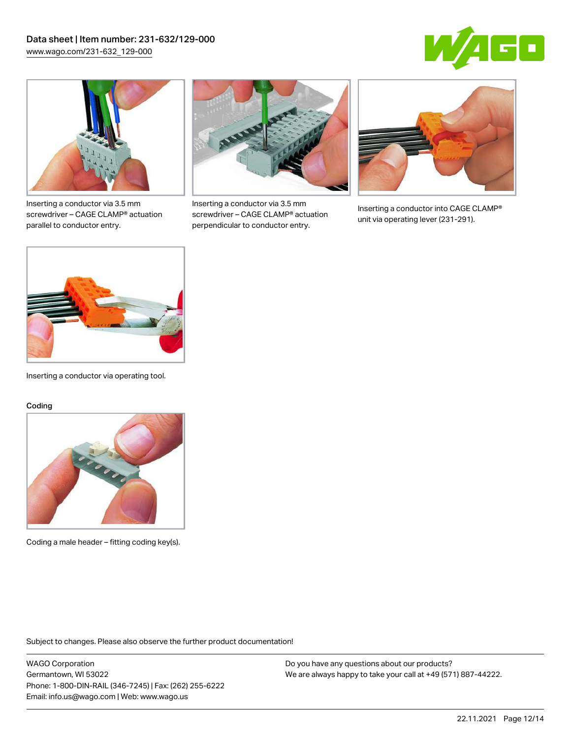Inserting a conductor via 3.5 mm screwdriver – CAGE CLAMP® actuation parallel to conductor entry.

Inserting a conductor via 3.5 mm screwdriver – CAGE CLAMP® actuation perpendicular to conductor entry.

Inserting a conductor into CAGE CLAMP® unit via operating lever (231-291).

Inserting a conductor via operating tool.

Coding

Coding a male header – fitting coding key(s).

Subject to changes. Please also observe the further product documentation!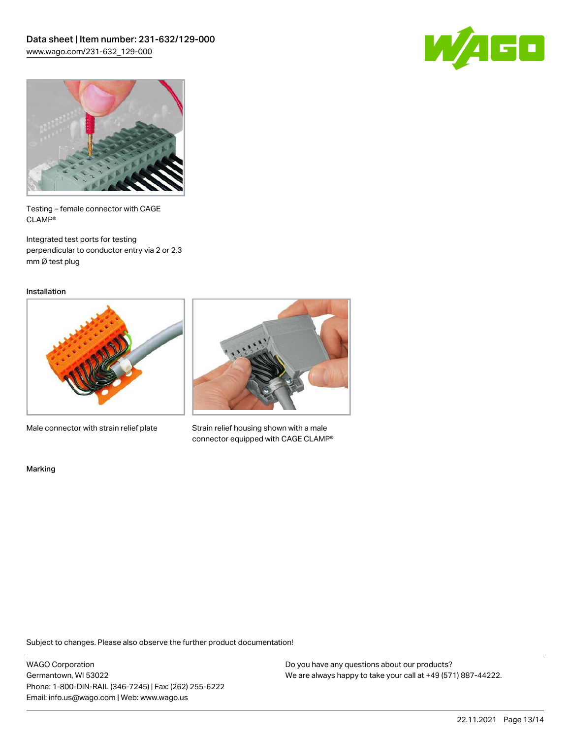Testing – female connector with CAGE CLAMP®

Integrated test ports for testing perpendicular to conductor entry via 2 or 2.3 mm Ø test plug

Installation

Male connector with strain relief plate

Strain relief housing shown with a male connector equipped with CAGE CLAMP®

Marking

Subject to changes. Please also observe the further product documentation!

WAGO Corporation
Germantown, WI 53022
Phone: 1-800-DIN-RAIL (346-7245) | Fax: (262) 255-6222
Email: info.us@wago.com | Web: www.wago.us

Do you have any questions about our products?
We are always happy to take your call at +49 (571) 887-44222.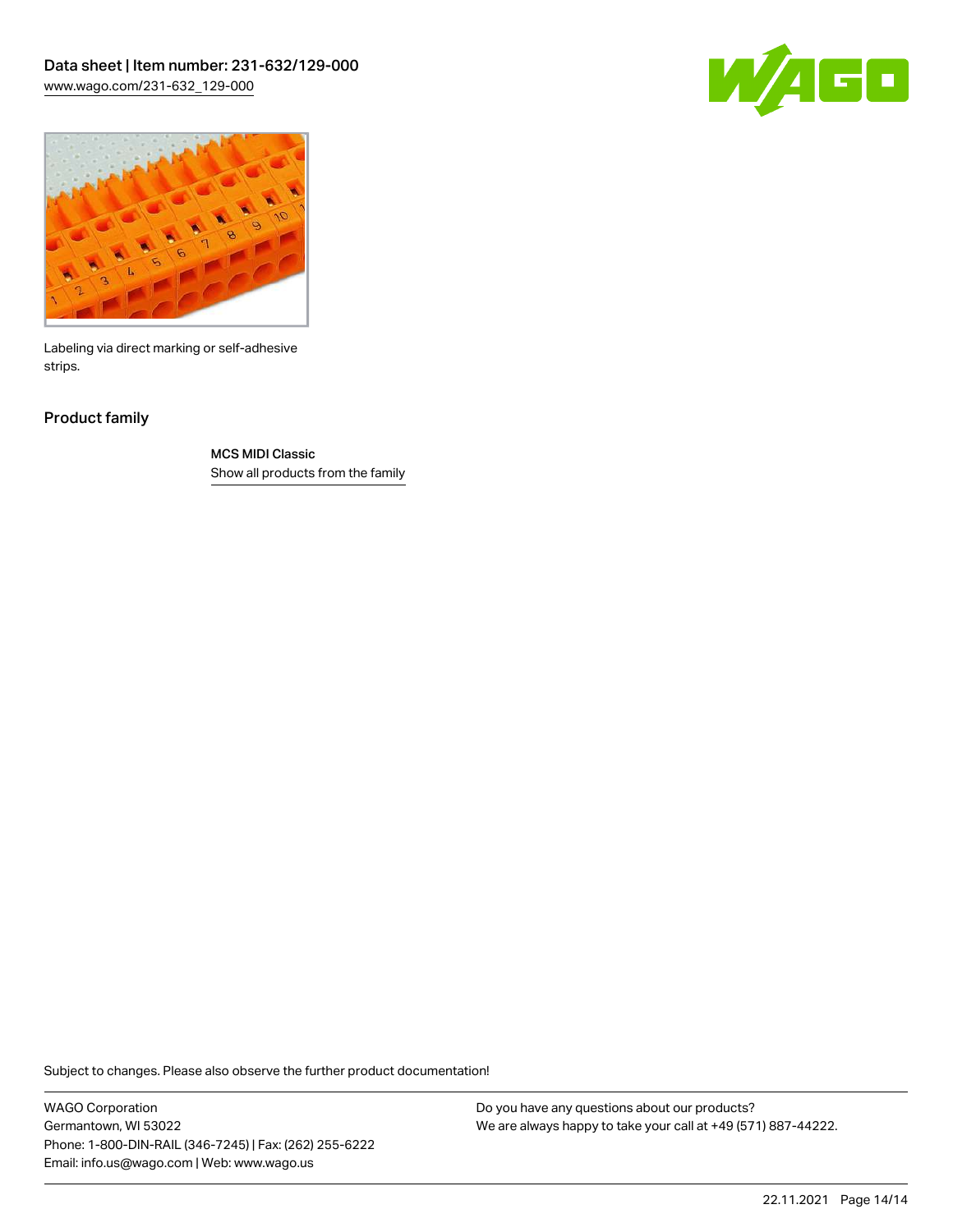Labeling via direct marking or self-adhesive strips.

## Product family

**MCS MIDI Classic**
Show all products from the family

Subject to changes. Please also observe the further product documentation!

WAGO Corporation
Germantown, WI 53022
Phone: 1-800-DIN-RAIL (346-7245) | Fax: (262) 255-6222
Email: info.us@wago.com | Web: www.wago.us

Do you have any questions about our products?
We are always happy to take your call at +49 (571) 887-44222.